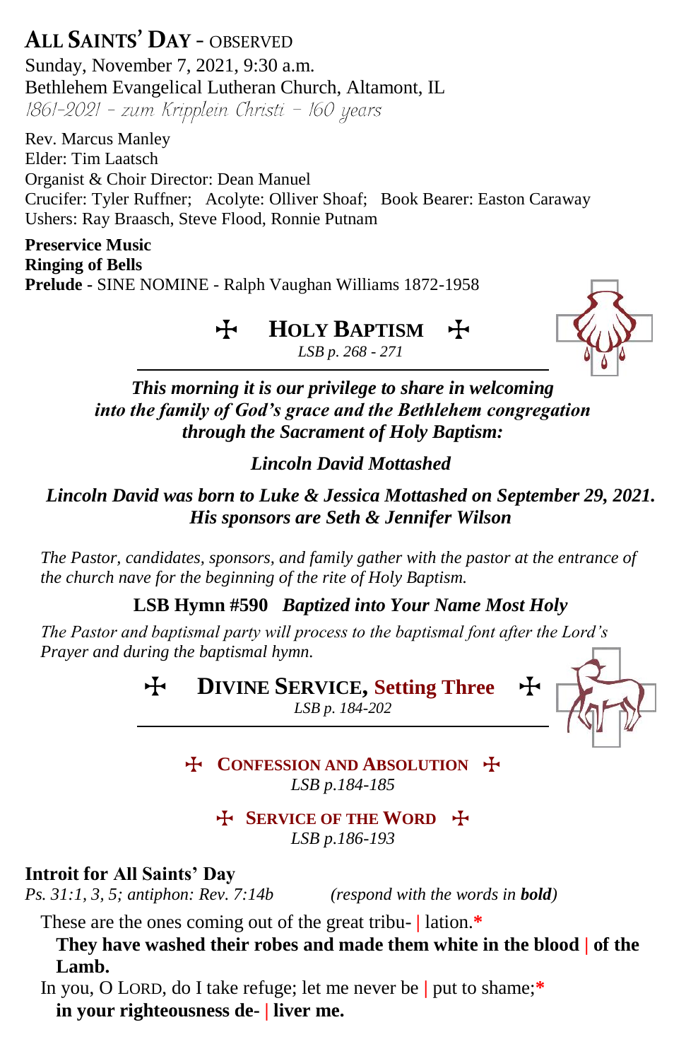# ALL SAINTS' DAY - OBSERVED

Sunday, November 7, 2021, 9:30 a.m.
Bethlehem Evangelical Lutheran Church, Altamont, IL
*1861-2021 - zum Kripplein Christi – 160 years*

Rev. Marcus Manley
Elder: Tim Laatsch
Organist & Choir Director: Dean Manuel
Crucifer: Tyler Ruffner; Acolyte: Olliver Shoaf; Book Bearer: Easton Caraway
Ushers: Ray Braasch, Steve Flood, Ronnie Putnam

**Preservice Music**
**Ringing of Bells**
**Prelude** - SINE NOMINE - Ralph Vaughan Williams 1872-1958

## ✠ HOLY BAPTISM ✠

*LSB p. 268 - 271*

***This morning it is our privilege to share in welcoming into the family of God's grace and the Bethlehem congregation through the Sacrament of Holy Baptism:***

***Lincoln David Mottashed***

***Lincoln David was born to Luke & Jessica Mottashed on September 29, 2021. His sponsors are Seth & Jennifer Wilson***

*The Pastor, candidates, sponsors, and family gather with the pastor at the entrance of the church nave for the beginning of the rite of Holy Baptism.*

**LSB Hymn #590** ***Baptized into Your Name Most Holy***

*The Pastor and baptismal party will process to the baptismal font after the Lord's Prayer and during the baptismal hymn.*

## ✠ DIVINE SERVICE, Setting Three ✠

*LSB p. 184-202*

### ✠ CONFESSION AND ABSOLUTION ✠

*LSB p.184-185*

### ✠ SERVICE OF THE WORD ✠

*LSB p.186-193*

**Introit for All Saints' Day**
*Ps. 31:1, 3, 5; antiphon: Rev. 7:14b* *(respond with the words in* ***bold****)*

These are the ones coming out of the great tribu- | lation.*
**They have washed their robes and made them white in the blood | of the Lamb.**
In you, O LORD, do I take refuge; let me never be | put to shame;*
**in your righteousness de- | liver me.**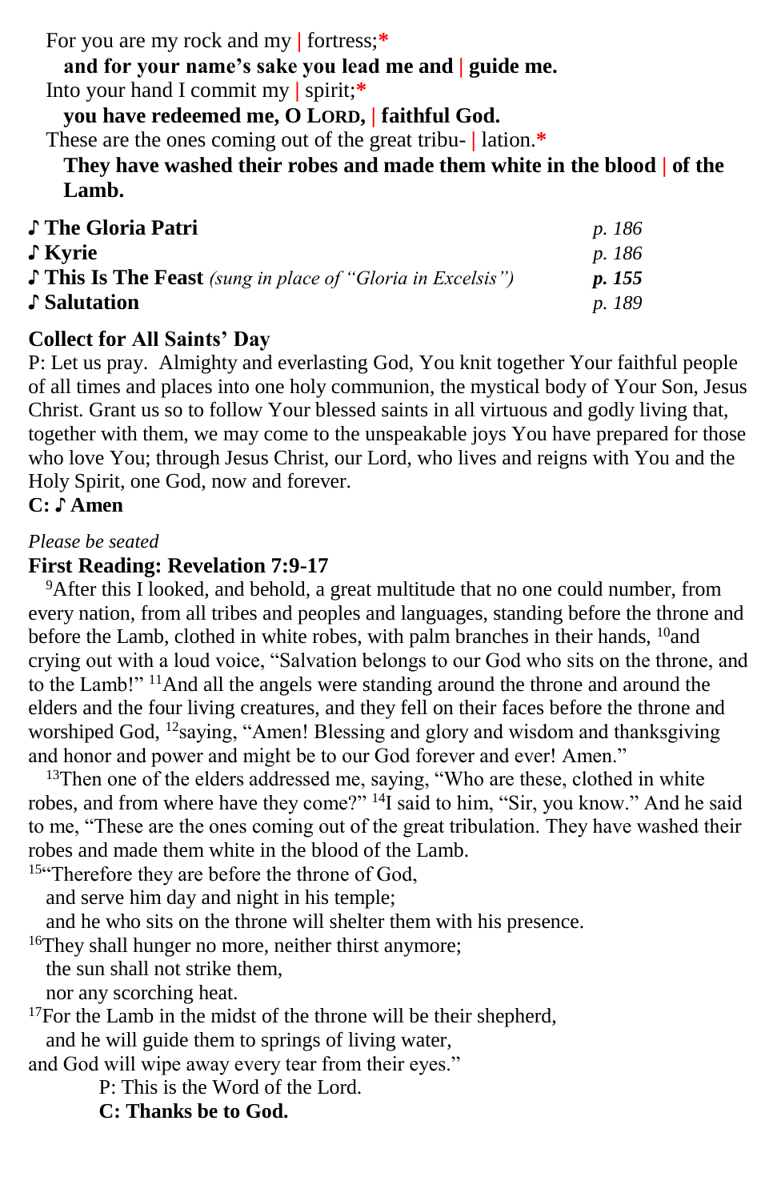For you are my rock and my | fortress;*

**and for your name's sake you lead me and | guide me.**

Into your hand I commit my | spirit;*

**you have redeemed me, O LORD, | faithful God.**

These are the ones coming out of the great tribu- | lation.*

**They have washed their robes and made them white in the blood | of the Lamb.**

| | |
|---|---|
| ♪ **The Gloria Patri** | *p. 186* |
| ♪ **Kyrie** | *p. 186* |
| ♪ **This Is The Feast** *(sung in place of "Gloria in Excelsis")* | ***p. 155*** |
| ♪ **Salutation** | *p. 189* |

**Collect for All Saints' Day**

P: Let us pray. Almighty and everlasting God, You knit together Your faithful people of all times and places into one holy communion, the mystical body of Your Son, Jesus Christ. Grant us so to follow Your blessed saints in all virtuous and godly living that, together with them, we may come to the unspeakable joys You have prepared for those who love You; through Jesus Christ, our Lord, who lives and reigns with You and the Holy Spirit, one God, now and forever.

**C: ♪ Amen**

*Please be seated*

**First Reading: Revelation 7:9-17**

[9]After this I looked, and behold, a great multitude that no one could number, from every nation, from all tribes and peoples and languages, standing before the throne and before the Lamb, clothed in white robes, with palm branches in their hands, [10]and crying out with a loud voice, "Salvation belongs to our God who sits on the throne, and to the Lamb!" [11]And all the angels were standing around the throne and around the elders and the four living creatures, and they fell on their faces before the throne and worshiped God, [12]saying, "Amen! Blessing and glory and wisdom and thanksgiving and honor and power and might be to our God forever and ever! Amen."

[13]Then one of the elders addressed me, saying, "Who are these, clothed in white robes, and from where have they come?" [14]I said to him, "Sir, you know." And he said to me, "These are the ones coming out of the great tribulation. They have washed their robes and made them white in the blood of the Lamb.

[15]"Therefore they are before the throne of God,
and serve him day and night in his temple;
and he who sits on the throne will shelter them with his presence.
[16]They shall hunger no more, neither thirst anymore;
the sun shall not strike them,
nor any scorching heat.
[17]For the Lamb in the midst of the throne will be their shepherd,
and he will guide them to springs of living water,
and God will wipe away every tear from their eyes."

P: This is the Word of the Lord.

**C: Thanks be to God.**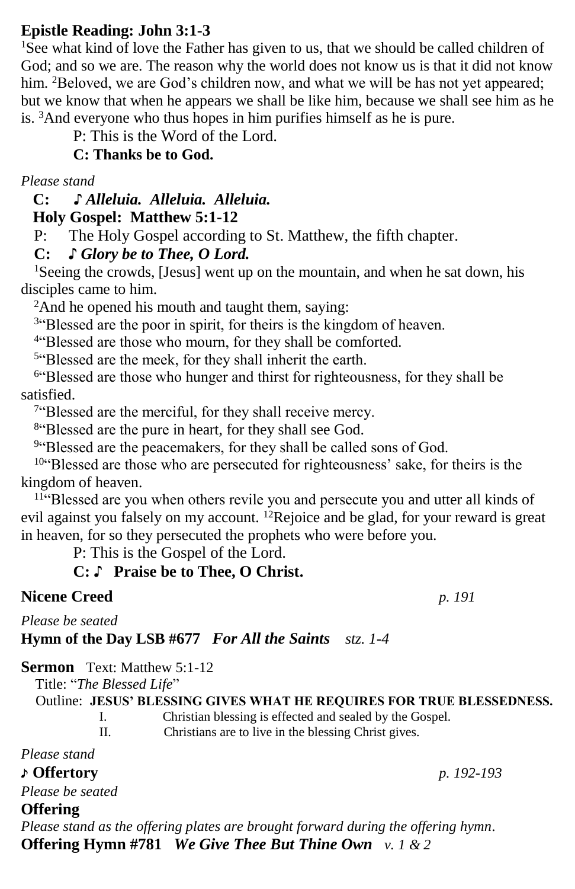**Epistle Reading: John 3:1-3**

[1]See what kind of love the Father has given to us, that we should be called children of God; and so we are. The reason why the world does not know us is that it did not know him. [2]Beloved, we are God's children now, and what we will be has not yet appeared; but we know that when he appears we shall be like him, because we shall see him as he is. [3]And everyone who thus hopes in him purifies himself as he is pure.

P: This is the Word of the Lord.

**C: Thanks be to God.**

*Please stand*

**C:** ♪ ***Alleluia. Alleluia. Alleluia.***

**Holy Gospel: Matthew 5:1-12**

P: The Holy Gospel according to St. Matthew, the fifth chapter.

**C:** ♪ ***Glory be to Thee, O Lord.***

[1]Seeing the crowds, [Jesus] went up on the mountain, and when he sat down, his disciples came to him.

[2]And he opened his mouth and taught them, saying:

[3]"Blessed are the poor in spirit, for theirs is the kingdom of heaven.

[4]"Blessed are those who mourn, for they shall be comforted.

[5]"Blessed are the meek, for they shall inherit the earth.

[6]"Blessed are those who hunger and thirst for righteousness, for they shall be satisfied.

[7]"Blessed are the merciful, for they shall receive mercy.

[8]"Blessed are the pure in heart, for they shall see God.

[9]"Blessed are the peacemakers, for they shall be called sons of God.

[10]"Blessed are those who are persecuted for righteousness' sake, for theirs is the kingdom of heaven.

[11]"Blessed are you when others revile you and persecute you and utter all kinds of evil against you falsely on my account. [12]Rejoice and be glad, for your reward is great in heaven, for so they persecuted the prophets who were before you.

P: This is the Gospel of the Lord.

**C: ♪ Praise be to Thee, O Christ.**

**Nicene Creed** *p. 191*

*Please be seated*

**Hymn of the Day LSB #677** ***For All the Saints*** *stz. 1-4*

**Sermon** Text: Matthew 5:1-12

Title: "*The Blessed Life*"

Outline: **JESUS' BLESSING GIVES WHAT HE REQUIRES FOR TRUE BLESSEDNESS.**

I. Christian blessing is effected and sealed by the Gospel.

II. Christians are to live in the blessing Christ gives.

*Please stand*

♪ **Offertory** *p. 192-193*

*Please be seated*

**Offering**

*Please stand as the offering plates are brought forward during the offering hymn.*

**Offering Hymn #781** ***We Give Thee But Thine Own*** *v. 1 & 2*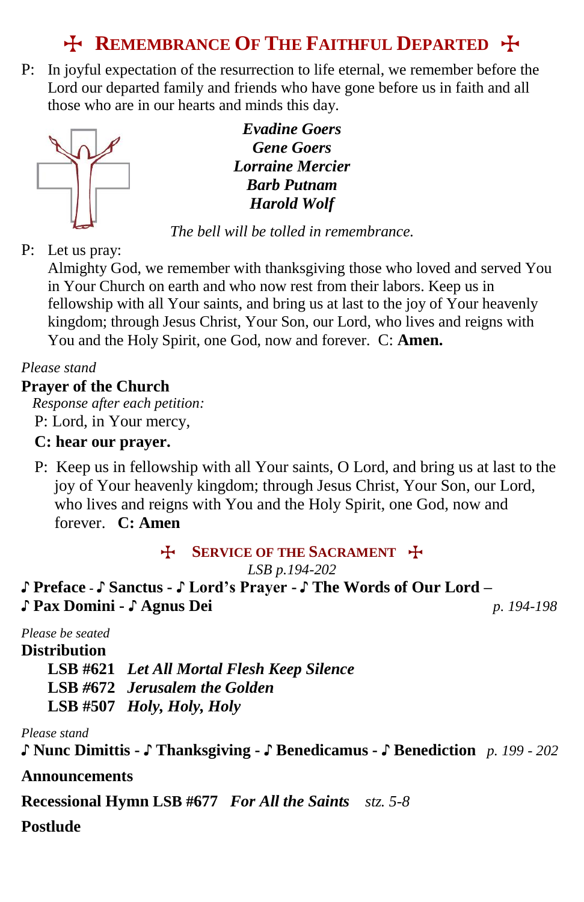## ✠ Remembrance Of The Faithful Departed ✠

P: In joyful expectation of the resurrection to life eternal, we remember before the Lord our departed family and friends who have gone before us in faith and all those who are in our hearts and minds this day.

***Evadine Goers***
***Gene Goers***
***Lorraine Mercier***
***Barb Putnam***
***Harold Wolf***

*The bell will be tolled in remembrance.*

P: Let us pray:
Almighty God, we remember with thanksgiving those who loved and served You in Your Church on earth and who now rest from their labors. Keep us in fellowship with all Your saints, and bring us at last to the joy of Your heavenly kingdom; through Jesus Christ, Your Son, our Lord, who lives and reigns with You and the Holy Spirit, one God, now and forever. C: **Amen.**

*Please stand*

**Prayer of the Church**

*Response after each petition:*

P: Lord, in Your mercy,

**C: hear our prayer.**

P: Keep us in fellowship with all Your saints, O Lord, and bring us at last to the joy of Your heavenly kingdom; through Jesus Christ, Your Son, our Lord, who lives and reigns with You and the Holy Spirit, one God, now and forever. **C: Amen**

## ✠ Service of the Sacrament ✠

*LSB p.194-202*

**♪ Preface - ♪ Sanctus - ♪ Lord's Prayer - ♪ The Words of Our Lord – ♪ Pax Domini - ♪ Agnus Dei** *p. 194-198*

*Please be seated*

**Distribution**

**LSB #621** ***Let All Mortal Flesh Keep Silence***
**LSB #672** ***Jerusalem the Golden***
**LSB #507** ***Holy, Holy, Holy***

*Please stand*

**♪ Nunc Dimittis - ♪ Thanksgiving - ♪ Benedicamus - ♪ Benediction** *p. 199 - 202*

**Announcements**

**Recessional Hymn LSB #677** ***For All the Saints*** *stz. 5-8*

**Postlude**